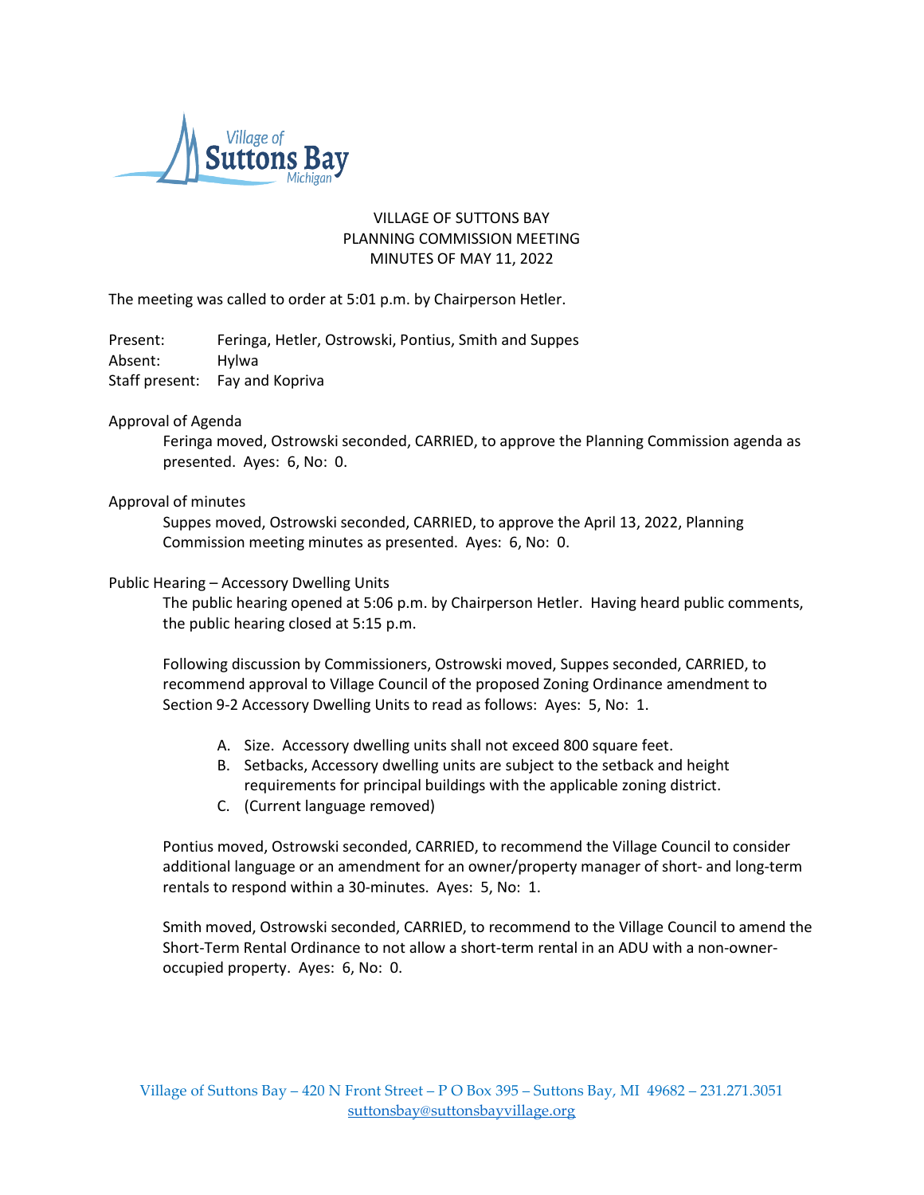VILLAGE OF SUTTONS BAY
PLANNING COMMISSION MEETING
MINUTES OF MAY 11, 2022

The meeting was called to order at 5:01 p.m. by Chairperson Hetler.

Present: Feringa, Hetler, Ostrowski, Pontius, Smith and Suppes
Absent: Hylwa
Staff present: Fay and Kopriva

Approval of Agenda

Feringa moved, Ostrowski seconded, CARRIED, to approve the Planning Commission agenda as presented. Ayes: 6, No: 0.

Approval of minutes

Suppes moved, Ostrowski seconded, CARRIED, to approve the April 13, 2022, Planning Commission meeting minutes as presented. Ayes: 6, No: 0.

Public Hearing – Accessory Dwelling Units

The public hearing opened at 5:06 p.m. by Chairperson Hetler. Having heard public comments, the public hearing closed at 5:15 p.m.

Following discussion by Commissioners, Ostrowski moved, Suppes seconded, CARRIED, to recommend approval to Village Council of the proposed Zoning Ordinance amendment to Section 9-2 Accessory Dwelling Units to read as follows: Ayes: 5, No: 1.

A. Size. Accessory dwelling units shall not exceed 800 square feet.
B. Setbacks, Accessory dwelling units are subject to the setback and height requirements for principal buildings with the applicable zoning district.
C. (Current language removed)

Pontius moved, Ostrowski seconded, CARRIED, to recommend the Village Council to consider additional language or an amendment for an owner/property manager of short- and long-term rentals to respond within a 30-minutes. Ayes: 5, No: 1.

Smith moved, Ostrowski seconded, CARRIED, to recommend to the Village Council to amend the Short-Term Rental Ordinance to not allow a short-term rental in an ADU with a non-owner-occupied property. Ayes: 6, No: 0.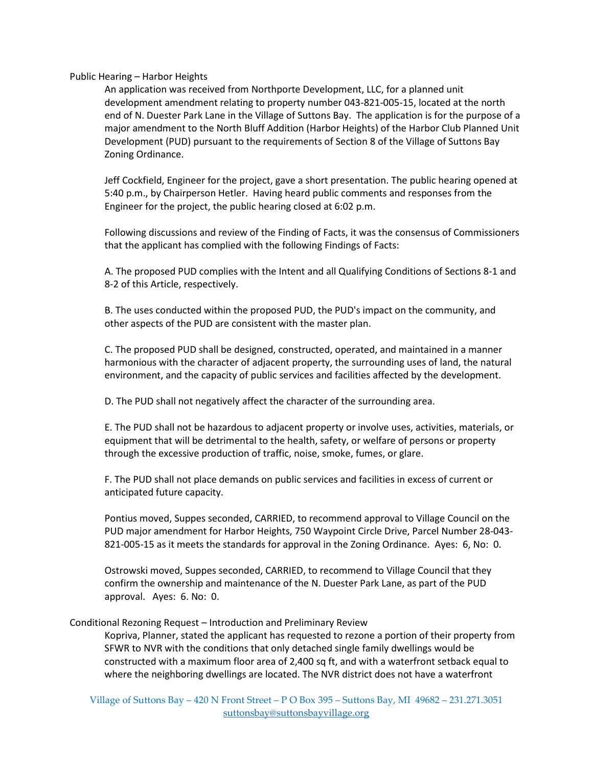Public Hearing – Harbor Heights

An application was received from Northporte Development, LLC, for a planned unit development amendment relating to property number 043-821-005-15, located at the north end of N. Duester Park Lane in the Village of Suttons Bay. The application is for the purpose of a major amendment to the North Bluff Addition (Harbor Heights) of the Harbor Club Planned Unit Development (PUD) pursuant to the requirements of Section 8 of the Village of Suttons Bay Zoning Ordinance.

Jeff Cockfield, Engineer for the project, gave a short presentation. The public hearing opened at 5:40 p.m., by Chairperson Hetler. Having heard public comments and responses from the Engineer for the project, the public hearing closed at 6:02 p.m.

Following discussions and review of the Finding of Facts, it was the consensus of Commissioners that the applicant has complied with the following Findings of Facts:

A. The proposed PUD complies with the Intent and all Qualifying Conditions of Sections 8-1 and 8-2 of this Article, respectively.

B. The uses conducted within the proposed PUD, the PUD's impact on the community, and other aspects of the PUD are consistent with the master plan.

C. The proposed PUD shall be designed, constructed, operated, and maintained in a manner harmonious with the character of adjacent property, the surrounding uses of land, the natural environment, and the capacity of public services and facilities affected by the development.

D. The PUD shall not negatively affect the character of the surrounding area.

E. The PUD shall not be hazardous to adjacent property or involve uses, activities, materials, or equipment that will be detrimental to the health, safety, or welfare of persons or property through the excessive production of traffic, noise, smoke, fumes, or glare.

F. The PUD shall not place demands on public services and facilities in excess of current or anticipated future capacity.

Pontius moved, Suppes seconded, CARRIED, to recommend approval to Village Council on the PUD major amendment for Harbor Heights, 750 Waypoint Circle Drive, Parcel Number 28-043-821-005-15 as it meets the standards for approval in the Zoning Ordinance. Ayes: 6, No: 0.

Ostrowski moved, Suppes seconded, CARRIED, to recommend to Village Council that they confirm the ownership and maintenance of the N. Duester Park Lane, as part of the PUD approval. Ayes: 6. No: 0.

Conditional Rezoning Request – Introduction and Preliminary Review

Kopriva, Planner, stated the applicant has requested to rezone a portion of their property from SFWR to NVR with the conditions that only detached single family dwellings would be constructed with a maximum floor area of 2,400 sq ft, and with a waterfront setback equal to where the neighboring dwellings are located. The NVR district does not have a waterfront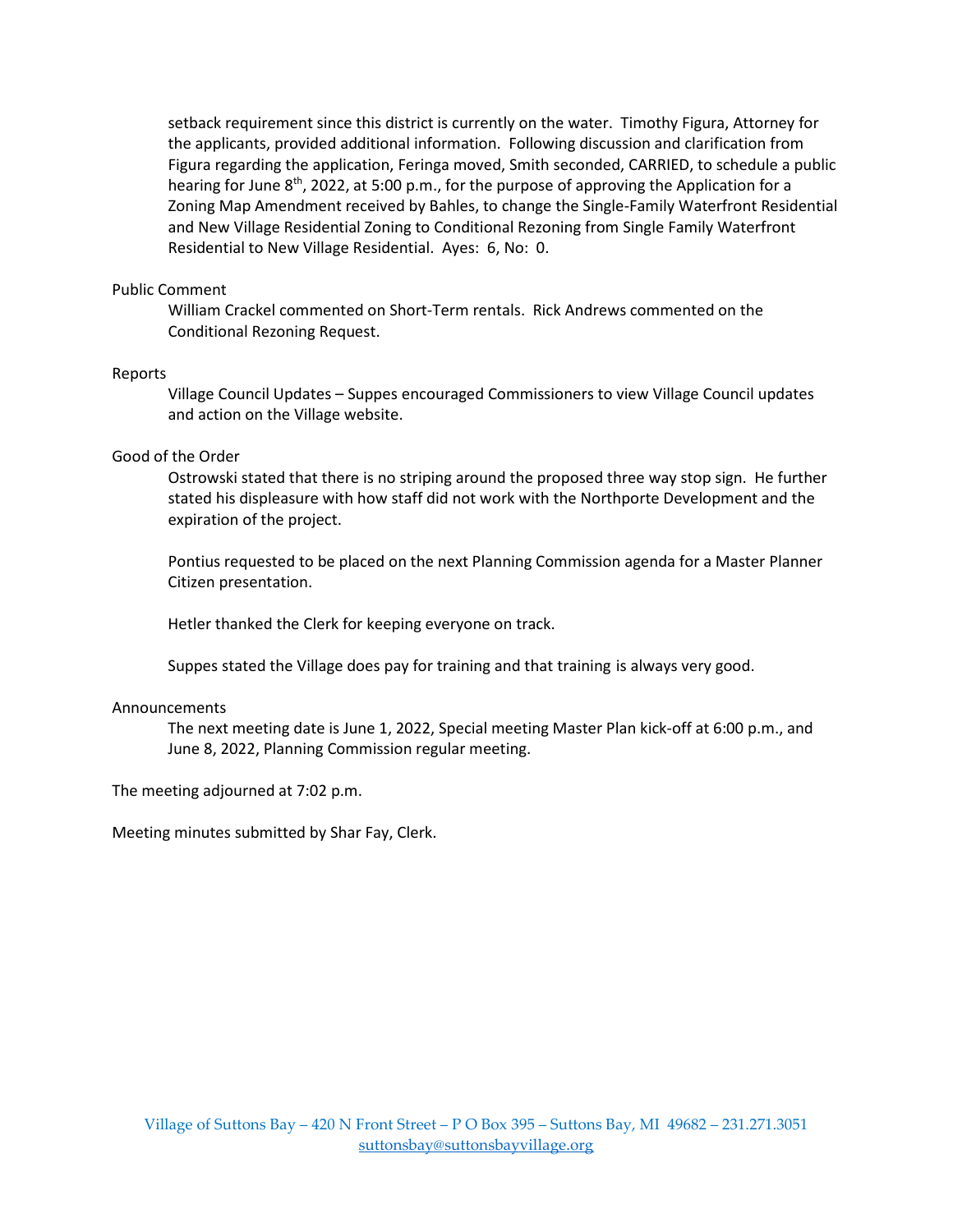setback requirement since this district is currently on the water. Timothy Figura, Attorney for the applicants, provided additional information. Following discussion and clarification from Figura regarding the application, Feringa moved, Smith seconded, CARRIED, to schedule a public hearing for June 8th, 2022, at 5:00 p.m., for the purpose of approving the Application for a Zoning Map Amendment received by Bahles, to change the Single-Family Waterfront Residential and New Village Residential Zoning to Conditional Rezoning from Single Family Waterfront Residential to New Village Residential. Ayes: 6, No: 0.

Public Comment

William Crackel commented on Short-Term rentals. Rick Andrews commented on the Conditional Rezoning Request.

Reports

Village Council Updates – Suppes encouraged Commissioners to view Village Council updates and action on the Village website.

Good of the Order

Ostrowski stated that there is no striping around the proposed three way stop sign. He further stated his displeasure with how staff did not work with the Northporte Development and the expiration of the project.

Pontius requested to be placed on the next Planning Commission agenda for a Master Planner Citizen presentation.

Hetler thanked the Clerk for keeping everyone on track.

Suppes stated the Village does pay for training and that training is always very good.

Announcements

The next meeting date is June 1, 2022, Special meeting Master Plan kick-off at 6:00 p.m., and June 8, 2022, Planning Commission regular meeting.

The meeting adjourned at 7:02 p.m.

Meeting minutes submitted by Shar Fay, Clerk.

Village of Suttons Bay – 420 N Front Street – P O Box 395 – Suttons Bay, MI 49682 – 231.271.3051
suttonsbay@suttonsbayvillage.org